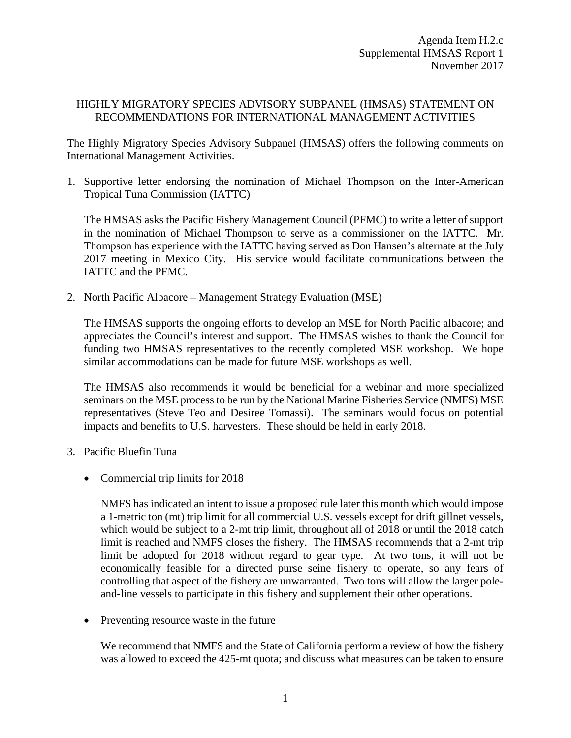Agenda Item H.2.c
Supplemental HMSAS Report 1
November 2017

# HIGHLY MIGRATORY SPECIES ADVISORY SUBPANEL (HMSAS) STATEMENT ON RECOMMENDATIONS FOR INTERNATIONAL MANAGEMENT ACTIVITIES

The Highly Migratory Species Advisory Subpanel (HMSAS) offers the following comments on International Management Activities.

1. Supportive letter endorsing the nomination of Michael Thompson on the Inter-American Tropical Tuna Commission (IATTC)

   The HMSAS asks the Pacific Fishery Management Council (PFMC) to write a letter of support in the nomination of Michael Thompson to serve as a commissioner on the IATTC. Mr. Thompson has experience with the IATTC having served as Don Hansen's alternate at the July 2017 meeting in Mexico City. His service would facilitate communications between the IATTC and the PFMC.

2. North Pacific Albacore – Management Strategy Evaluation (MSE)

   The HMSAS supports the ongoing efforts to develop an MSE for North Pacific albacore; and appreciates the Council's interest and support. The HMSAS wishes to thank the Council for funding two HMSAS representatives to the recently completed MSE workshop. We hope similar accommodations can be made for future MSE workshops as well.

   The HMSAS also recommends it would be beneficial for a webinar and more specialized seminars on the MSE process to be run by the National Marine Fisheries Service (NMFS) MSE representatives (Steve Teo and Desiree Tomassi). The seminars would focus on potential impacts and benefits to U.S. harvesters. These should be held in early 2018.

3. Pacific Bluefin Tuna

   - Commercial trip limits for 2018

     NMFS has indicated an intent to issue a proposed rule later this month which would impose a 1-metric ton (mt) trip limit for all commercial U.S. vessels except for drift gillnet vessels, which would be subject to a 2-mt trip limit, throughout all of 2018 or until the 2018 catch limit is reached and NMFS closes the fishery. The HMSAS recommends that a 2-mt trip limit be adopted for 2018 without regard to gear type. At two tons, it will not be economically feasible for a directed purse seine fishery to operate, so any fears of controlling that aspect of the fishery are unwarranted. Two tons will allow the larger pole-and-line vessels to participate in this fishery and supplement their other operations.

   - Preventing resource waste in the future

     We recommend that NMFS and the State of California perform a review of how the fishery was allowed to exceed the 425-mt quota; and discuss what measures can be taken to ensure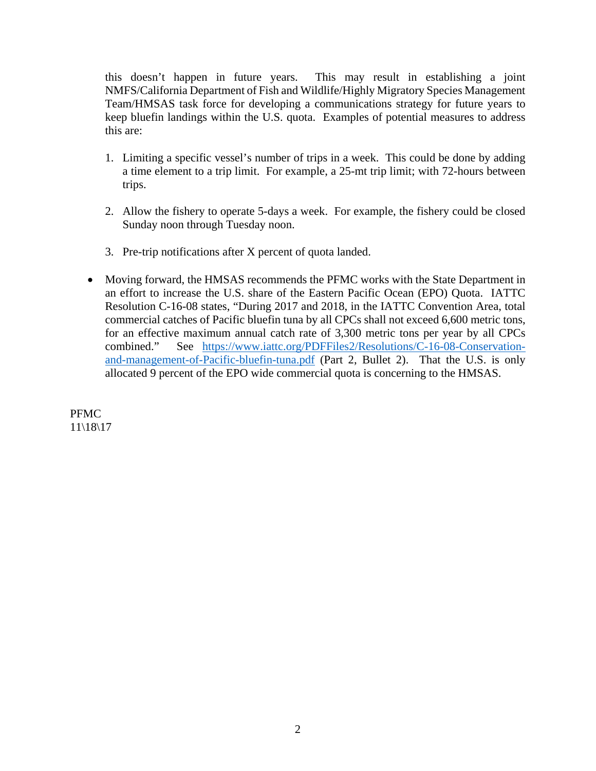this doesn't happen in future years. This may result in establishing a joint NMFS/California Department of Fish and Wildlife/Highly Migratory Species Management Team/HMSAS task force for developing a communications strategy for future years to keep bluefin landings within the U.S. quota. Examples of potential measures to address this are:

1. Limiting a specific vessel's number of trips in a week. This could be done by adding a time element to a trip limit. For example, a 25-mt trip limit; with 72-hours between trips.

2. Allow the fishery to operate 5-days a week. For example, the fishery could be closed Sunday noon through Tuesday noon.

3. Pre-trip notifications after X percent of quota landed.

- Moving forward, the HMSAS recommends the PFMC works with the State Department in an effort to increase the U.S. share of the Eastern Pacific Ocean (EPO) Quota. IATTC Resolution C-16-08 states, "During 2017 and 2018, in the IATTC Convention Area, total commercial catches of Pacific bluefin tuna by all CPCs shall not exceed 6,600 metric tons, for an effective maximum annual catch rate of 3,300 metric tons per year by all CPCs combined." See [https://www.iattc.org/PDFFiles2/Resolutions/C-16-08-Conservation-and-management-of-Pacific-bluefin-tuna.pdf](https://www.iattc.org/PDFFiles2/Resolutions/C-16-08-Conservation-and-management-of-Pacific-bluefin-tuna.pdf) (Part 2, Bullet 2). That the U.S. is only allocated 9 percent of the EPO wide commercial quota is concerning to the HMSAS.

PFMC
11\18\17